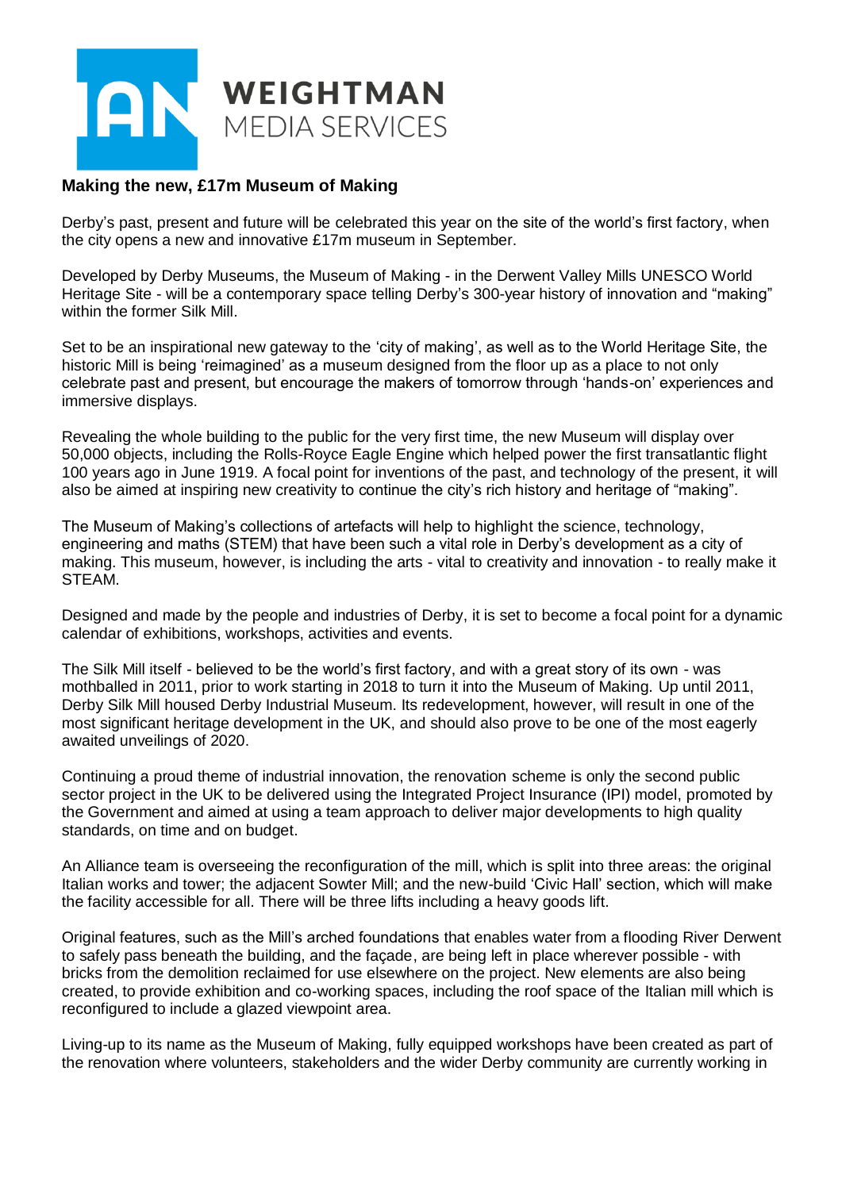WEIGHTMAN
MEDIA SERVICES

**Making the new, £17m Museum of Making**

Derby's past, present and future will be celebrated this year on the site of the world's first factory, when the city opens a new and innovative £17m museum in September.

Developed by Derby Museums, the Museum of Making - in the Derwent Valley Mills UNESCO World Heritage Site - will be a contemporary space telling Derby's 300-year history of innovation and "making" within the former Silk Mill.

Set to be an inspirational new gateway to the 'city of making', as well as to the World Heritage Site, the historic Mill is being 'reimagined' as a museum designed from the floor up as a place to not only celebrate past and present, but encourage the makers of tomorrow through 'hands-on' experiences and immersive displays.

Revealing the whole building to the public for the very first time, the new Museum will display over 50,000 objects, including the Rolls-Royce Eagle Engine which helped power the first transatlantic flight 100 years ago in June 1919. A focal point for inventions of the past, and technology of the present, it will also be aimed at inspiring new creativity to continue the city's rich history and heritage of "making".

The Museum of Making's collections of artefacts will help to highlight the science, technology, engineering and maths (STEM) that have been such a vital role in Derby's development as a city of making. This museum, however, is including the arts - vital to creativity and innovation - to really make it STEAM.

Designed and made by the people and industries of Derby, it is set to become a focal point for a dynamic calendar of exhibitions, workshops, activities and events.

The Silk Mill itself - believed to be the world's first factory, and with a great story of its own - was mothballed in 2011, prior to work starting in 2018 to turn it into the Museum of Making. Up until 2011, Derby Silk Mill housed Derby Industrial Museum. Its redevelopment, however, will result in one of the most significant heritage development in the UK, and should also prove to be one of the most eagerly awaited unveilings of 2020.

Continuing a proud theme of industrial innovation, the renovation scheme is only the second public sector project in the UK to be delivered using the Integrated Project Insurance (IPI) model, promoted by the Government and aimed at using a team approach to deliver major developments to high quality standards, on time and on budget.

An Alliance team is overseeing the reconfiguration of the mill, which is split into three areas: the original Italian works and tower; the adjacent Sowter Mill; and the new-build 'Civic Hall' section, which will make the facility accessible for all. There will be three lifts including a heavy goods lift.

Original features, such as the Mill's arched foundations that enables water from a flooding River Derwent to safely pass beneath the building, and the façade, are being left in place wherever possible - with bricks from the demolition reclaimed for use elsewhere on the project. New elements are also being created, to provide exhibition and co-working spaces, including the roof space of the Italian mill which is reconfigured to include a glazed viewpoint area.

Living-up to its name as the Museum of Making, fully equipped workshops have been created as part of the renovation where volunteers, stakeholders and the wider Derby community are currently working in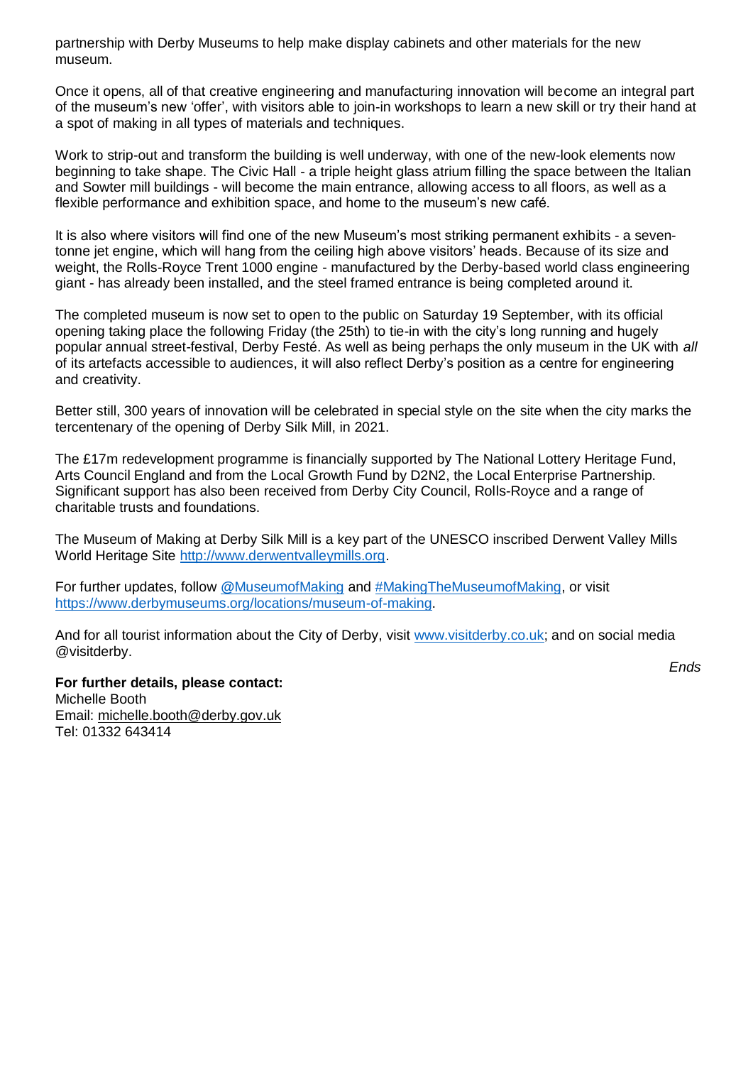partnership with Derby Museums to help make display cabinets and other materials for the new museum.

Once it opens, all of that creative engineering and manufacturing innovation will become an integral part of the museum's new 'offer', with visitors able to join-in workshops to learn a new skill or try their hand at a spot of making in all types of materials and techniques.

Work to strip-out and transform the building is well underway, with one of the new-look elements now beginning to take shape. The Civic Hall - a triple height glass atrium filling the space between the Italian and Sowter mill buildings - will become the main entrance, allowing access to all floors, as well as a flexible performance and exhibition space, and home to the museum's new café.

It is also where visitors will find one of the new Museum's most striking permanent exhibits - a seven-tonne jet engine, which will hang from the ceiling high above visitors' heads. Because of its size and weight, the Rolls-Royce Trent 1000 engine - manufactured by the Derby-based world class engineering giant - has already been installed, and the steel framed entrance is being completed around it.

The completed museum is now set to open to the public on Saturday 19 September, with its official opening taking place the following Friday (the 25th) to tie-in with the city's long running and hugely popular annual street-festival, Derby Festé. As well as being perhaps the only museum in the UK with *all* of its artefacts accessible to audiences, it will also reflect Derby's position as a centre for engineering and creativity.

Better still, 300 years of innovation will be celebrated in special style on the site when the city marks the tercentenary of the opening of Derby Silk Mill, in 2021.

The £17m redevelopment programme is financially supported by The National Lottery Heritage Fund, Arts Council England and from the Local Growth Fund by D2N2, the Local Enterprise Partnership. Significant support has also been received from Derby City Council, Rolls-Royce and a range of charitable trusts and foundations.

The Museum of Making at Derby Silk Mill is a key part of the UNESCO inscribed Derwent Valley Mills World Heritage Site http://www.derwentvalleymills.org.

For further updates, follow @MuseumofMaking and #MakingTheMuseumofMaking, or visit https://www.derbymuseums.org/locations/museum-of-making.

And for all tourist information about the City of Derby, visit www.visitderby.co.uk; and on social media @visitderby.

*Ends*

**For further details, please contact:**
Michelle Booth
Email: michelle.booth@derby.gov.uk
Tel: 01332 643414